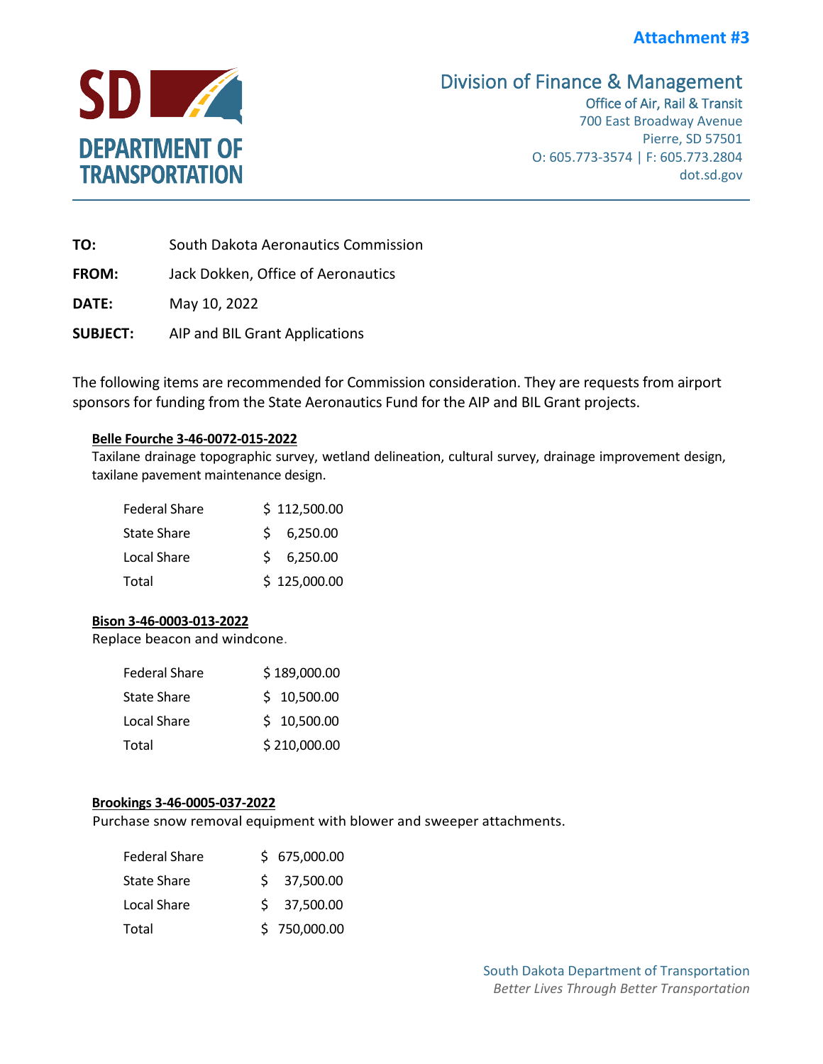**Attachment #3**

**SD DEPARTMENT OF TRANSPORTATION**

Division of Finance & Management
Office of Air, Rail & Transit
700 East Broadway Avenue
Pierre, SD 57501
O: 605.773-3574 | F: 605.773.2804
dot.sd.gov

---

**TO:** South Dakota Aeronautics Commission

**FROM:** Jack Dokken, Office of Aeronautics

**DATE:** May 10, 2022

**SUBJECT:** AIP and BIL Grant Applications

The following items are recommended for Commission consideration. They are requests from airport sponsors for funding from the State Aeronautics Fund for the AIP and BIL Grant projects.

**Belle Fourche 3-46-0072-015-2022**

Taxilane drainage topographic survey, wetland delineation, cultural survey, drainage improvement design, taxilane pavement maintenance design.

| | |
|---|---|
| Federal Share | $ 112,500.00 |
| State Share | $ 6,250.00 |
| Local Share | $ 6,250.00 |
| Total | $ 125,000.00 |

**Bison 3-46-0003-013-2022**

Replace beacon and windcone.

| | |
|---|---|
| Federal Share | $ 189,000.00 |
| State Share | $ 10,500.00 |
| Local Share | $ 10,500.00 |
| Total | $ 210,000.00 |

**Brookings 3-46-0005-037-2022**

Purchase snow removal equipment with blower and sweeper attachments.

| | |
|---|---|
| Federal Share | $ 675,000.00 |
| State Share | $ 37,500.00 |
| Local Share | $ 37,500.00 |
| Total | $ 750,000.00 |

South Dakota Department of Transportation
*Better Lives Through Better Transportation*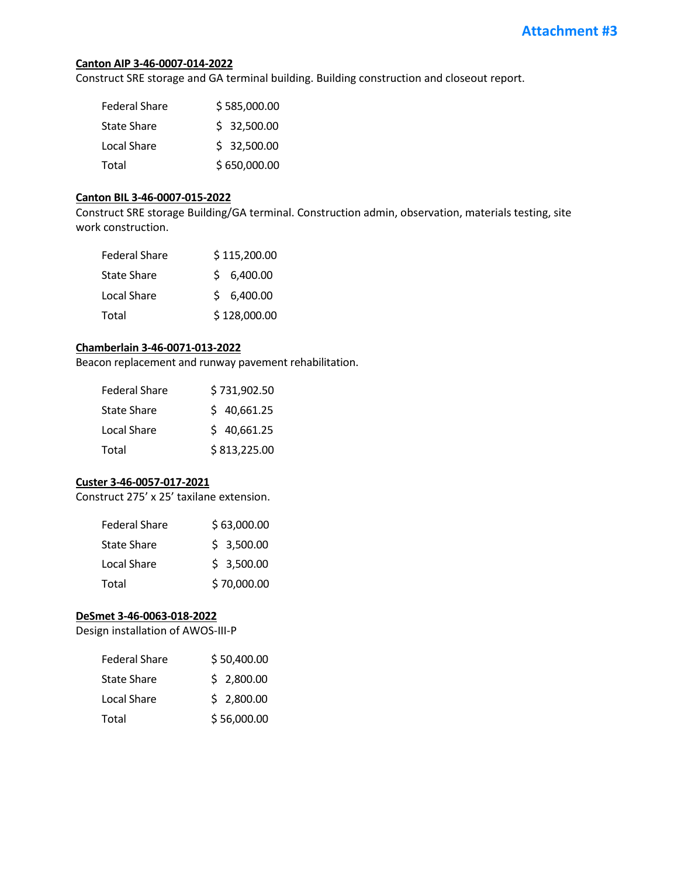**Attachment #3**

**Canton AIP 3-46-0007-014-2022**

Construct SRE storage and GA terminal building. Building construction and closeout report.

| | |
|---|---|
| Federal Share | $ 585,000.00 |
| State Share | $ 32,500.00 |
| Local Share | $ 32,500.00 |
| Total | $ 650,000.00 |

**Canton BIL 3-46-0007-015-2022**

Construct SRE storage Building/GA terminal. Construction admin, observation, materials testing, site work construction.

| | |
|---|---|
| Federal Share | $ 115,200.00 |
| State Share | $ 6,400.00 |
| Local Share | $ 6,400.00 |
| Total | $ 128,000.00 |

**Chamberlain 3-46-0071-013-2022**

Beacon replacement and runway pavement rehabilitation.

| | |
|---|---|
| Federal Share | $ 731,902.50 |
| State Share | $ 40,661.25 |
| Local Share | $ 40,661.25 |
| Total | $ 813,225.00 |

**Custer 3-46-0057-017-2021**

Construct 275' x 25' taxilane extension.

| | |
|---|---|
| Federal Share | $ 63,000.00 |
| State Share | $ 3,500.00 |
| Local Share | $ 3,500.00 |
| Total | $ 70,000.00 |

**DeSmet 3-46-0063-018-2022**

Design installation of AWOS-III-P

| | |
|---|---|
| Federal Share | $ 50,400.00 |
| State Share | $ 2,800.00 |
| Local Share | $ 2,800.00 |
| Total | $ 56,000.00 |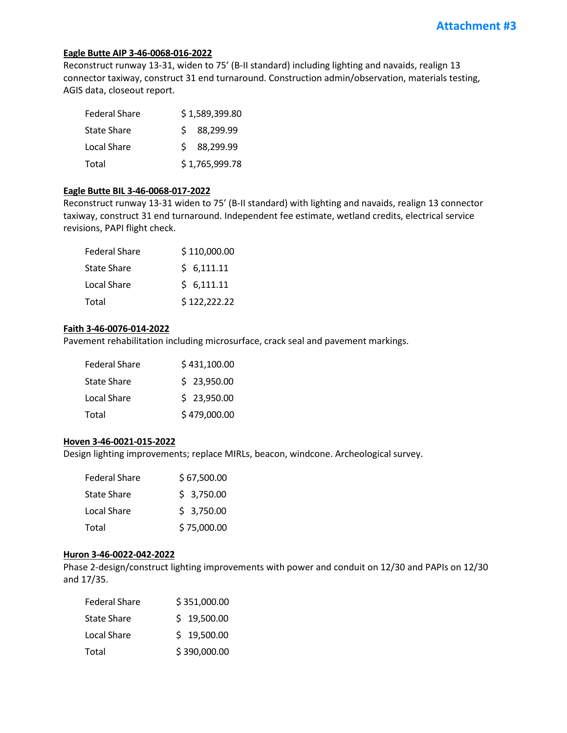**Attachment #3**

**Eagle Butte AIP 3-46-0068-016-2022**

Reconstruct runway 13-31, widen to 75' (B-II standard) including lighting and navaids, realign 13 connector taxiway, construct 31 end turnaround. Construction admin/observation, materials testing, AGIS data, closeout report.

| | |
|---|---|
| Federal Share | $ 1,589,399.80 |
| State Share | $ 88,299.99 |
| Local Share | $ 88,299.99 |
| Total | $ 1,765,999.78 |

**Eagle Butte BIL 3-46-0068-017-2022**

Reconstruct runway 13-31 widen to 75' (B-II standard) with lighting and navaids, realign 13 connector taxiway, construct 31 end turnaround. Independent fee estimate, wetland credits, electrical service revisions, PAPI flight check.

| | |
|---|---|
| Federal Share | $ 110,000.00 |
| State Share | $ 6,111.11 |
| Local Share | $ 6,111.11 |
| Total | $ 122,222.22 |

**Faith 3-46-0076-014-2022**

Pavement rehabilitation including microsurface, crack seal and pavement markings.

| | |
|---|---|
| Federal Share | $ 431,100.00 |
| State Share | $ 23,950.00 |
| Local Share | $ 23,950.00 |
| Total | $ 479,000.00 |

**Hoven 3-46-0021-015-2022**

Design lighting improvements; replace MIRLs, beacon, windcone. Archeological survey.

| | |
|---|---|
| Federal Share | $ 67,500.00 |
| State Share | $ 3,750.00 |
| Local Share | $ 3,750.00 |
| Total | $ 75,000.00 |

**Huron 3-46-0022-042-2022**

Phase 2-design/construct lighting improvements with power and conduit on 12/30 and PAPIs on 12/30 and 17/35.

| | |
|---|---|
| Federal Share | $ 351,000.00 |
| State Share | $ 19,500.00 |
| Local Share | $ 19,500.00 |
| Total | $ 390,000.00 |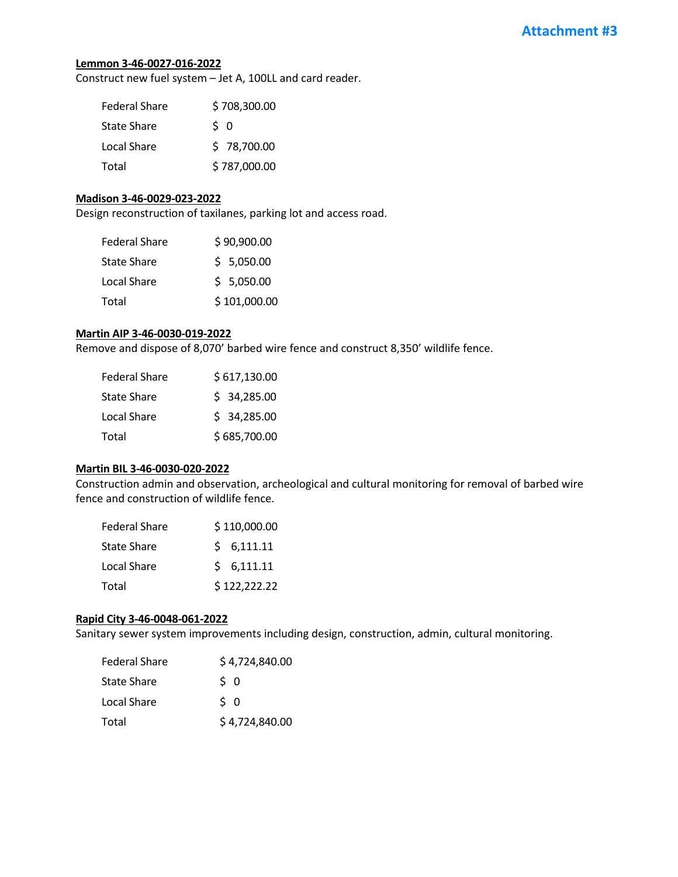# Attachment #3

**Lemmon 3-46-0027-016-2022**

Construct new fuel system – Jet A, 100LL and card reader.

| | |
|---|---|
| Federal Share | $ 708,300.00 |
| State Share | $ 0 |
| Local Share | $ 78,700.00 |
| Total | $ 787,000.00 |

**Madison 3-46-0029-023-2022**

Design reconstruction of taxilanes, parking lot and access road.

| | |
|---|---|
| Federal Share | $ 90,900.00 |
| State Share | $ 5,050.00 |
| Local Share | $ 5,050.00 |
| Total | $ 101,000.00 |

**Martin AIP 3-46-0030-019-2022**

Remove and dispose of 8,070' barbed wire fence and construct 8,350' wildlife fence.

| | |
|---|---|
| Federal Share | $ 617,130.00 |
| State Share | $ 34,285.00 |
| Local Share | $ 34,285.00 |
| Total | $ 685,700.00 |

**Martin BIL 3-46-0030-020-2022**

Construction admin and observation, archeological and cultural monitoring for removal of barbed wire fence and construction of wildlife fence.

| | |
|---|---|
| Federal Share | $ 110,000.00 |
| State Share | $ 6,111.11 |
| Local Share | $ 6,111.11 |
| Total | $ 122,222.22 |

**Rapid City 3-46-0048-061-2022**

Sanitary sewer system improvements including design, construction, admin, cultural monitoring.

| | |
|---|---|
| Federal Share | $ 4,724,840.00 |
| State Share | $ 0 |
| Local Share | $ 0 |
| Total | $ 4,724,840.00 |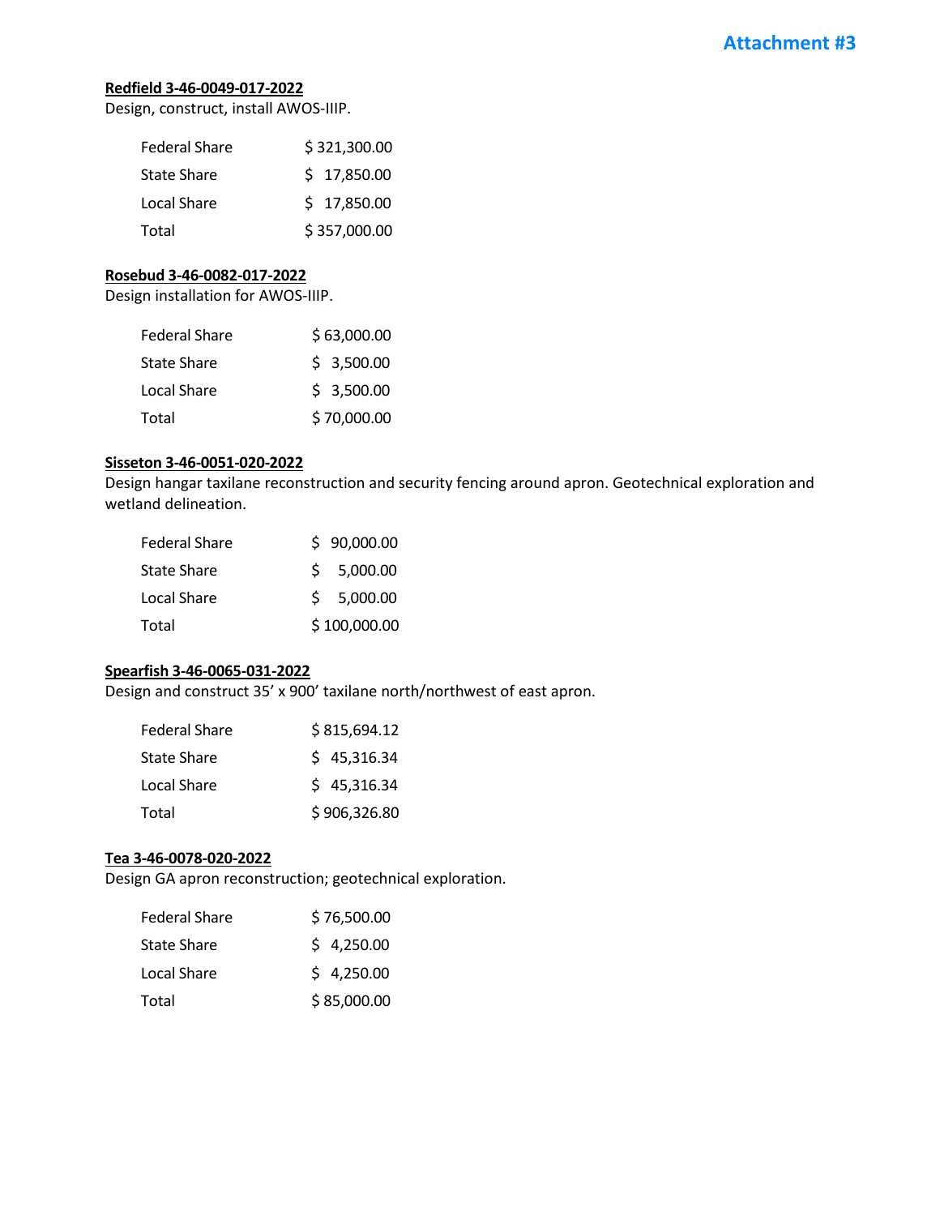**Attachment #3**

**Redfield 3-46-0049-017-2022**

Design, construct, install AWOS-IIIP.

| | |
|---|---|
| Federal Share | $ 321,300.00 |
| State Share | $ 17,850.00 |
| Local Share | $ 17,850.00 |
| Total | $ 357,000.00 |

**Rosebud 3-46-0082-017-2022**

Design installation for AWOS-IIIP.

| | |
|---|---|
| Federal Share | $ 63,000.00 |
| State Share | $ 3,500.00 |
| Local Share | $ 3,500.00 |
| Total | $ 70,000.00 |

**Sisseton 3-46-0051-020-2022**

Design hangar taxilane reconstruction and security fencing around apron. Geotechnical exploration and wetland delineation.

| | |
|---|---|
| Federal Share | $ 90,000.00 |
| State Share | $ 5,000.00 |
| Local Share | $ 5,000.00 |
| Total | $ 100,000.00 |

**Spearfish 3-46-0065-031-2022**

Design and construct 35' x 900' taxilane north/northwest of east apron.

| | |
|---|---|
| Federal Share | $ 815,694.12 |
| State Share | $ 45,316.34 |
| Local Share | $ 45,316.34 |
| Total | $ 906,326.80 |

**Tea 3-46-0078-020-2022**

Design GA apron reconstruction; geotechnical exploration.

| | |
|---|---|
| Federal Share | $ 76,500.00 |
| State Share | $ 4,250.00 |
| Local Share | $ 4,250.00 |
| Total | $ 85,000.00 |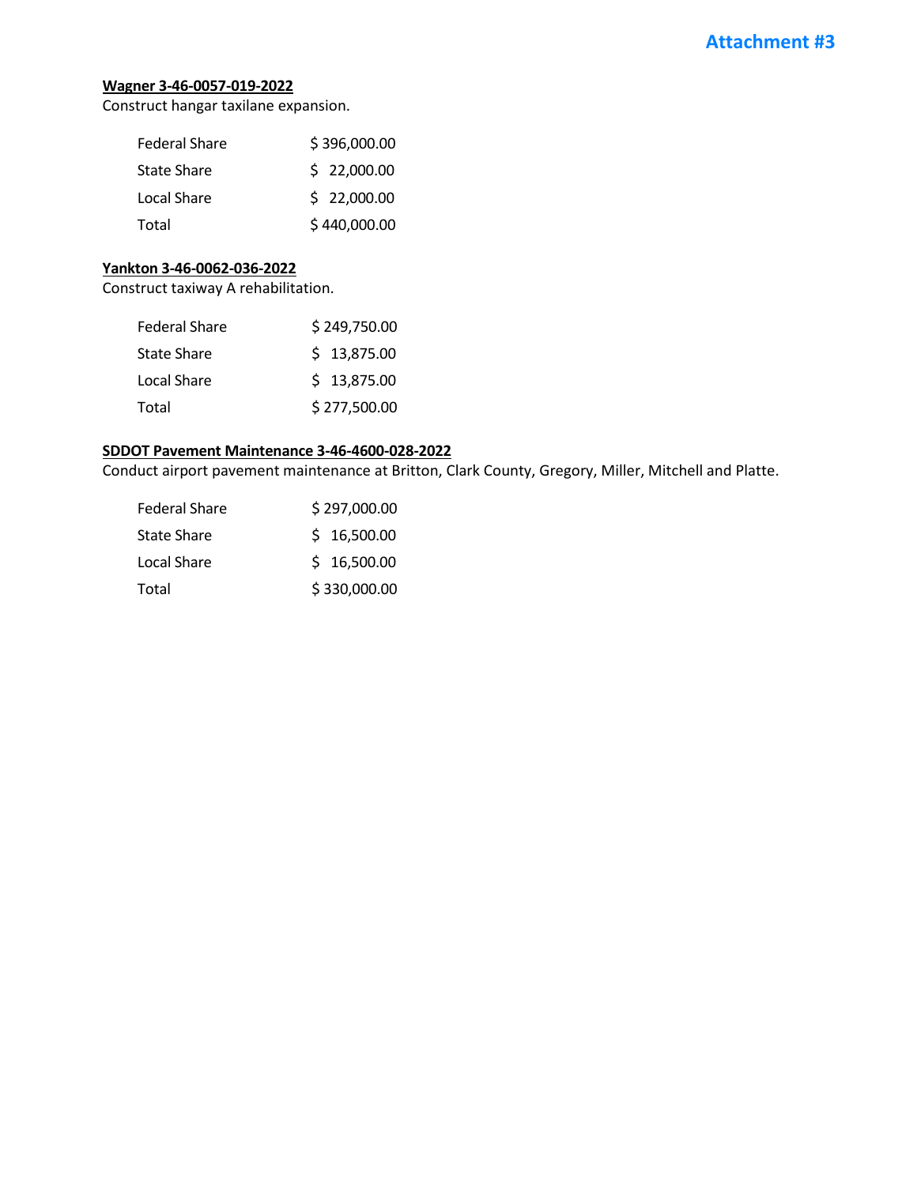**Attachment #3**

**Wagner 3-46-0057-019-2022**

Construct hangar taxilane expansion.

| | |
|---|---|
| Federal Share | $ 396,000.00 |
| State Share | $ 22,000.00 |
| Local Share | $ 22,000.00 |
| Total | $ 440,000.00 |

**Yankton 3-46-0062-036-2022**

Construct taxiway A rehabilitation.

| | |
|---|---|
| Federal Share | $ 249,750.00 |
| State Share | $ 13,875.00 |
| Local Share | $ 13,875.00 |
| Total | $ 277,500.00 |

**SDDOT Pavement Maintenance 3-46-4600-028-2022**

Conduct airport pavement maintenance at Britton, Clark County, Gregory, Miller, Mitchell and Platte.

| | |
|---|---|
| Federal Share | $ 297,000.00 |
| State Share | $ 16,500.00 |
| Local Share | $ 16,500.00 |
| Total | $ 330,000.00 |